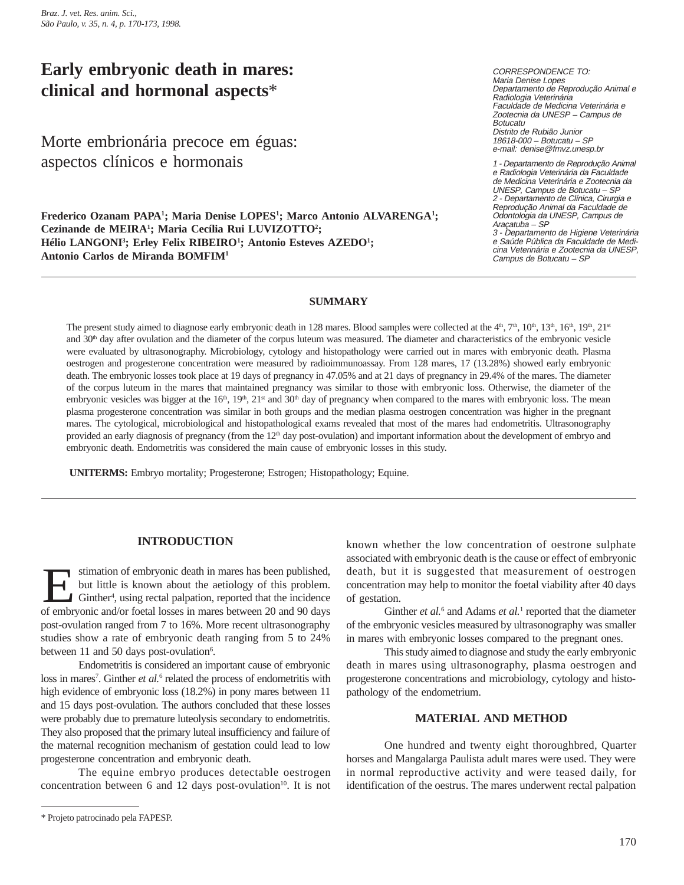# Early embryonic death in mares: clinical and hormonal aspects*

## Morte embrionária precoce em éguas: aspectos clínicos e hormonais

**Frederico Ozanam PAPA[1]; Maria Denise LOPES[1]; Marco Antonio ALVARENGA[1]; Cezinande de MEIRA[1]; Maria Cecília Rui LUVIZOTTO[2]; Hélio LANGONI[3]; Erley Felix RIBEIRO[1]; Antonio Esteves AZEDO[1]; Antonio Carlos de Miranda BOMFIM[1]**

*CORRESPONDENCE TO:*
*Maria Denise Lopes*
*Departamento de Reprodução Animal e Radiologia Veterinária*
*Faculdade de Medicina Veterinária e Zootecnia da UNESP – Campus de Botucatu*
*Distrito de Rubião Junior*
*18618-000 – Botucatu – SP*
*e-mail: denise@fmvz.unesp.br*

*1 - Departamento de Reprodução Animal e Radiologia Veterinária da Faculdade de Medicina Veterinária e Zootecnia da UNESP, Campus de Botucatu – SP*
*2 - Departamento de Clínica, Cirurgia e Reprodução Animal da Faculdade de Odontologia da UNESP, Campus de Araçatuba – SP*
*3 - Departamento de Higiene Veterinária e Saúde Pública da Faculdade de Medicina Veterinária e Zootecnia da UNESP, Campus de Botucatu – SP*

### SUMMARY

The present study aimed to diagnose early embryonic death in 128 mares. Blood samples were collected at the 4th, 7th, 10th, 13th, 16th, 19th, 21st and 30th day after ovulation and the diameter of the corpus luteum was measured. The diameter and characteristics of the embryonic vesicle were evaluated by ultrasonography. Microbiology, cytology and histopathology were carried out in mares with embryonic death. Plasma oestrogen and progesterone concentration were measured by radioimmunoassay. From 128 mares, 17 (13.28%) showed early embryonic death. The embryonic losses took place at 19 days of pregnancy in 47.05% and at 21 days of pregnancy in 29.4% of the mares. The diameter of the corpus luteum in the mares that maintained pregnancy was similar to those with embryonic loss. Otherwise, the diameter of the embryonic vesicles was bigger at the 16th, 19th, 21st and 30th day of pregnancy when compared to the mares with embryonic loss. The mean plasma progesterone concentration was similar in both groups and the median plasma oestrogen concentration was higher in the pregnant mares. The cytological, microbiological and histopathological exams revealed that most of the mares had endometritis. Ultrasonography provided an early diagnosis of pregnancy (from the 12th day post-ovulation) and important information about the development of embryo and embryonic death. Endometritis was considered the main cause of embryonic losses in this study.

**UNITERMS:** Embryo mortality; Progesterone; Estrogen; Histopathology; Equine.

### INTRODUCTION

Estimation of embryonic death in mares has been published, but little is known about the aetiology of this problem. Ginther[4], using rectal palpation, reported that the incidence of embryonic and/or foetal losses in mares between 20 and 90 days post-ovulation ranged from 7 to 16%. More recent ultrasonography studies show a rate of embryonic death ranging from 5 to 24% between 11 and 50 days post-ovulation[6].

Endometritis is considered an important cause of embryonic loss in mares[7]. Ginther *et al.*[6] related the process of endometritis with high evidence of embryonic loss (18.2%) in pony mares between 11 and 15 days post-ovulation. The authors concluded that these losses were probably due to premature luteolysis secondary to endometritis. They also proposed that the primary luteal insufficiency and failure of the maternal recognition mechanism of gestation could lead to low progesterone concentration and embryonic death.

The equine embryo produces detectable oestrogen concentration between 6 and 12 days post-ovulation[10]. It is not known whether the low concentration of oestrone sulphate associated with embryonic death is the cause or effect of embryonic death, but it is suggested that measurement of oestrogen concentration may help to monitor the foetal viability after 40 days of gestation.

Ginther *et al.*[6] and Adams *et al.*[1] reported that the diameter of the embryonic vesicles measured by ultrasonography was smaller in mares with embryonic losses compared to the pregnant ones.

This study aimed to diagnose and study the early embryonic death in mares using ultrasonography, plasma oestrogen and progesterone concentrations and microbiology, cytology and histopathology of the endometrium.

### MATERIAL AND METHOD

One hundred and twenty eight thoroughbred, Quarter horses and Mangalarga Paulista adult mares were used. They were in normal reproductive activity and were teased daily, for identification of the oestrus. The mares underwent rectal palpation

* Projeto patrocinado pela FAPESP.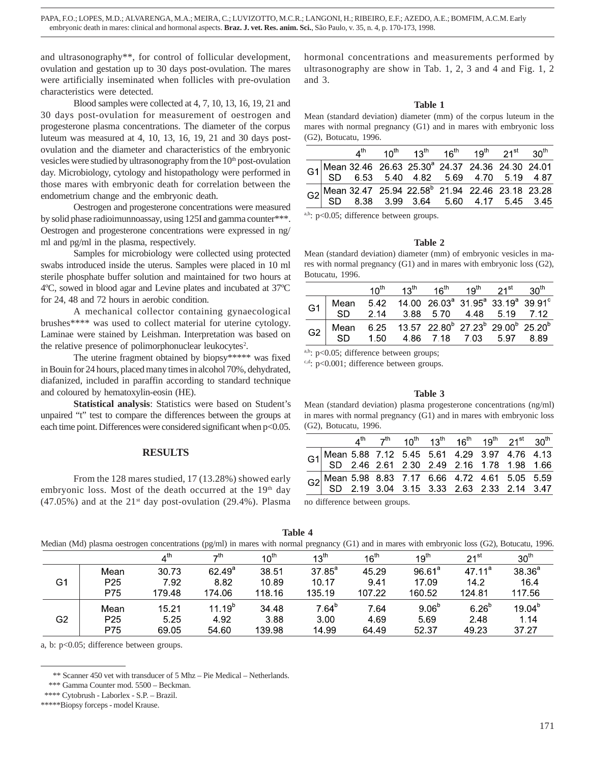and ultrasonography**, for control of follicular development, ovulation and gestation up to 30 days post-ovulation. The mares were artificially inseminated when follicles with pre-ovulation characteristics were detected.

Blood samples were collected at 4, 7, 10, 13, 16, 19, 21 and 30 days post-ovulation for measurement of oestrogen and progesterone plasma concentrations. The diameter of the corpus luteum was measured at 4, 10, 13, 16, 19, 21 and 30 days post-ovulation and the diameter and characteristics of the embryonic vesicles were studied by ultrasonography from the 10th post-ovulation day. Microbiology, cytology and histopathology were performed in those mares with embryonic death for correlation between the endometrium change and the embryonic death.

Oestrogen and progesterone concentrations were measured by solid phase radioimunnoassay, using 125I and gamma counter***. Oestrogen and progesterone concentrations were expressed in ng/ml and pg/ml in the plasma, respectively.

Samples for microbiology were collected using protected swabs introduced inside the uterus. Samples were placed in 10 ml sterile phosphate buffer solution and maintained for two hours at 4ºC, sowed in blood agar and Levine plates and incubated at 37ºC for 24, 48 and 72 hours in aerobic condition.

A mechanical collector containing gynaecological brushes**** was used to collect material for uterine cytology. Laminae were stained by Leishman. Interpretation was based on the relative presence of polimorphonuclear leukocytes[2].

The uterine fragment obtained by biopsy***** was fixed in Bouin for 24 hours, placed many times in alcohol 70%, dehydrated, diafanized, included in paraffin according to standard technique and coloured by hematoxylin-eosin (HE).

**Statistical analysis**: Statistics were based on Student's unpaired "t" test to compare the differences between the groups at each time point. Differences were considered significant when $p<0.05$.

## RESULTS

From the 128 mares studied, 17 (13.28%) showed early embryonic loss. Most of the death occurred at the 19th day (47.05%) and at the 21st day post-ovulation (29.4%). Plasma hormonal concentrations and measurements performed by ultrasonography are show in Tab. 1, 2, 3 and 4 and Fig. 1, 2 and 3.

**Table 1**

Mean (standard deviation) diameter (mm) of the corpus luteum in the mares with normal pregnancy (G1) and in mares with embryonic loss (G2), Botucatu, 1996.

| | | 4th | 10th | 13th | 16th | 19th | 21st | 30th |
|---|---|---|---|---|---|---|---|---|
| G1 | Mean | 32.46 | 26.63 | 25.30$^a$ | 24.37 | 24.36 | 24.30 | 24.01 |
| | SD | 6.53 | 5.40 | 4.82 | 5.69 | 4.70 | 5.19 | 4.87 |
| G2 | Mean | 32.47 | 25.94 | 22.58$^b$ | 21.94 | 22.46 | 23.18 | 23.28 |
| | SD | 8.38 | 3.99 | 3.64 | 5.60 | 4.17 | 5.45 | 3.45 |

a,b: $p<0.05$; difference between groups.

**Table 2**

Mean (standard deviation) diameter (mm) of embryonic vesicles in mares with normal pregnancy (G1) and in mares with embryonic loss (G2), Botucatu, 1996.

| | | 10th | 13th | 16th | 19th | 21st | 30th |
|---|---|---|---|---|---|---|---|
| G1 | Mean | 5.42 | 14.00 | 26.03$^a$ | 31.95$^a$ | 33.19$^a$ | 39.91$^c$ |
| | SD | 2.14 | 3.88 | 5.70 | 4.48 | 5.19 | 7.12 |
| G2 | Mean | 6.25 | 13.57 | 22.80$^b$ | 27.23$^b$ | 29.00$^b$ | 25.20$^b$ |
| | SD | 1.50 | 4.86 | 7.18 | 7.03 | 5.97 | 8.89 |

a,b: $p<0.05$; difference between groups;
c,d: $p<0.001$; difference between groups.

**Table 3**

Mean (standard deviation) plasma progesterone concentrations (ng/ml) in mares with normal pregnancy (G1) and in mares with embryonic loss (G2), Botucatu, 1996.

| | | 4th | 7th | 10th | 13th | 16th | 19th | 21st | 30th |
|---|---|---|---|---|---|---|---|---|---|
| G1 | Mean | 5.88 | 7.12 | 5.45 | 5.61 | 4.29 | 3.97 | 4.76 | 4.13 |
| | SD | 2.46 | 2.61 | 2.30 | 2.49 | 2.16 | 1.78 | 1.98 | 1.66 |
| G2 | Mean | 5.98 | 8.83 | 7.17 | 6.66 | 4.72 | 4.61 | 5.05 | 5.59 |
| | SD | 2.19 | 3.04 | 3.15 | 3.33 | 2.63 | 2.33 | 2.14 | 3.47 |

no difference between groups.

**Table 4**

Median (Md) plasma oestrogen concentrations (pg/ml) in mares with normal pregnancy (G1) and in mares with embryonic loss (G2), Botucatu, 1996.

| | | 4th | 7th | 10th | 13th | 16th | 19th | 21st | 30th |
|---|---|---|---|---|---|---|---|---|---|
| G1 | Mean | 30.73 | 62.49$^a$ | 38.51 | 37.85$^a$ | 45.29 | 96.61$^a$ | 47.11$^a$ | 38.36$^a$ |
| | P25 | 7.92 | 8.82 | 10.89 | 10.17 | 9.41 | 17.09 | 14.2 | 16.4 |
| | P75 | 179.48 | 174.06 | 118.16 | 135.19 | 107.22 | 160.52 | 124.81 | 117.56 |
| G2 | Mean | 15.21 | 11.19$^b$ | 34.48 | 7.64$^b$ | 7.64 | 9.06$^b$ | 6.26$^b$ | 19.04$^b$ |
| | P25 | 5.25 | 4.92 | 3.88 | 3.00 | 4.69 | 5.69 | 2.48 | 1.14 |
| | P75 | 69.05 | 54.60 | 139.98 | 14.99 | 64.49 | 52.37 | 49.23 | 37.27 |

a, b: $p<0.05$; difference between groups.

---

** Scanner 450 vet with transducer of 5 Mhz – Pie Medical – Netherlands.
*** Gamma Counter mod. 5500 – Beckman.
**** Cytobrush - Laborlex - S.P. – Brazil.
*****Biopsy forceps - model Krause.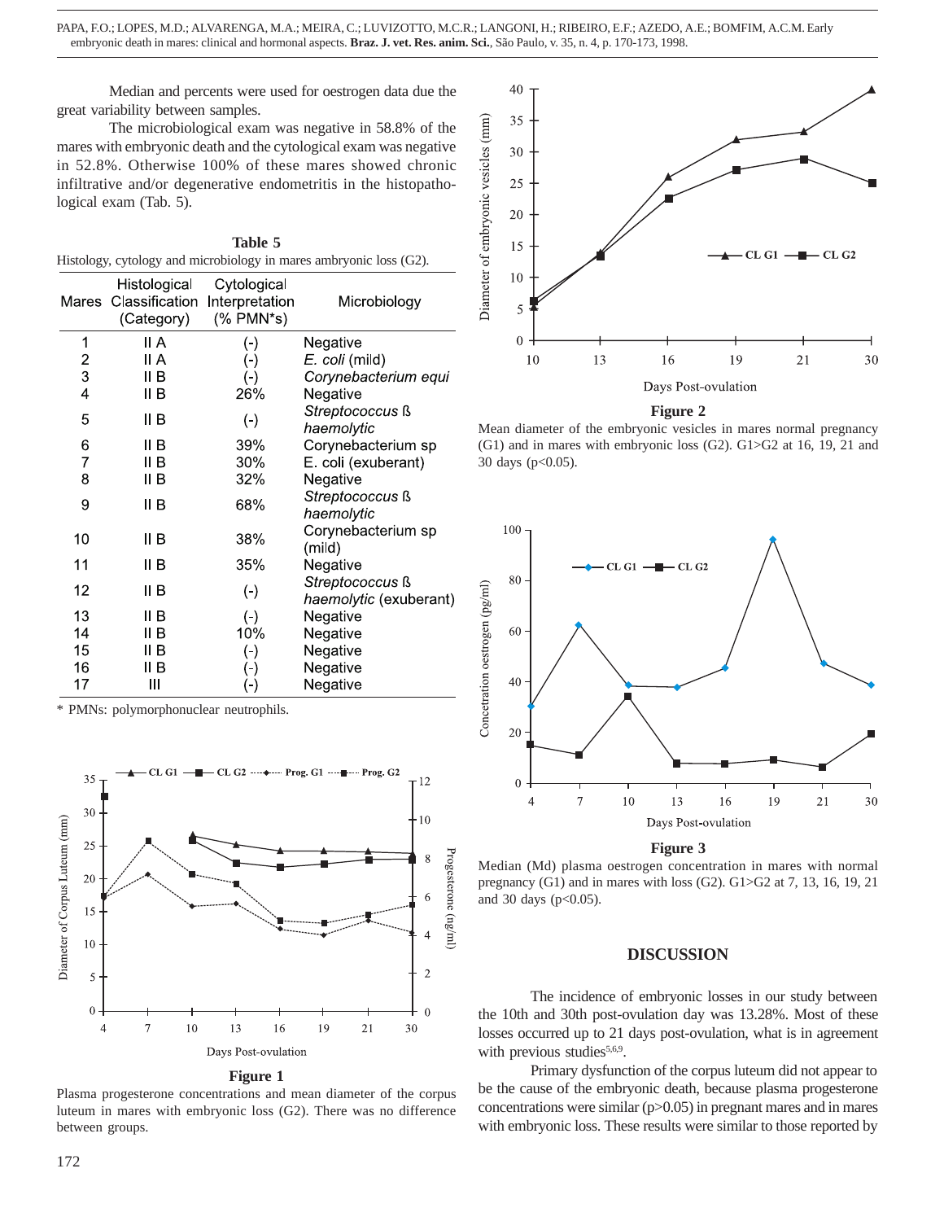Median and percents were used for oestrogen data due the great variability between samples.

The microbiological exam was negative in 58.8% of the mares with embryonic death and the cytological exam was negative in 52.8%. Otherwise 100% of these mares showed chronic infiltrative and/or degenerative endometritis in the histopathological exam (Tab. 5).

**Table 5**

Histology, cytology and microbiology in mares ambryonic loss (G2).

| Mares | Histological Classification (Category) | Cytological Interpretation (% PMN*s) | Microbiology |
|---|---|---|---|
| 1 | II A | (-) | Negative |
| 2 | II A | (-) | *E. coli* (mild) |
| 3 | II B | (-) | *Corynebacterium equi* |
| 4 | II B | 26% | Negative |
| 5 | II B | (-) | *Streptococcus ß haemolytic* |
| 6 | II B | 39% | Corynebacterium sp |
| 7 | II B | 30% | E. coli (exuberant) |
| 8 | II B | 32% | Negative |
| 9 | II B | 68% | *Streptococcus ß haemolytic* |
| 10 | II B | 38% | Corynebacterium sp (mild) |
| 11 | II B | 35% | Negative |
| 12 | II B | (-) | *Streptococcus ß haemolytic* (exuberant) |
| 13 | II B | (-) | Negative |
| 14 | II B | 10% | Negative |
| 15 | II B | (-) | Negative |
| 16 | II B | (-) | Negative |
| 17 | III | (-) | Negative |

\* PMNs: polymorphonuclear neutrophils.

**Figure 1**

Plasma progesterone concentrations and mean diameter of the corpus luteum in mares with embryonic loss (G2). There was no difference between groups.

**Figure 2**

Mean diameter of the embryonic vesicles in mares normal pregnancy (G1) and in mares with embryonic loss (G2). G1>G2 at 16, 19, 21 and 30 days ($p<0.05$).

**Figure 3**

Median (Md) plasma oestrogen concentration in mares with normal pregnancy (G1) and in mares with loss (G2). G1>G2 at 7, 13, 16, 19, 21 and 30 days ($p<0.05$).

## DISCUSSION

The incidence of embryonic losses in our study between the 10th and 30th post-ovulation day was 13.28%. Most of these losses occurred up to 21 days post-ovulation, what is in agreement with previous studies[5,6,9].

Primary dysfunction of the corpus luteum did not appear to be the cause of the embryonic death, because plasma progesterone concentrations were similar ($p>0.05$) in pregnant mares and in mares with embryonic loss. These results were similar to those reported by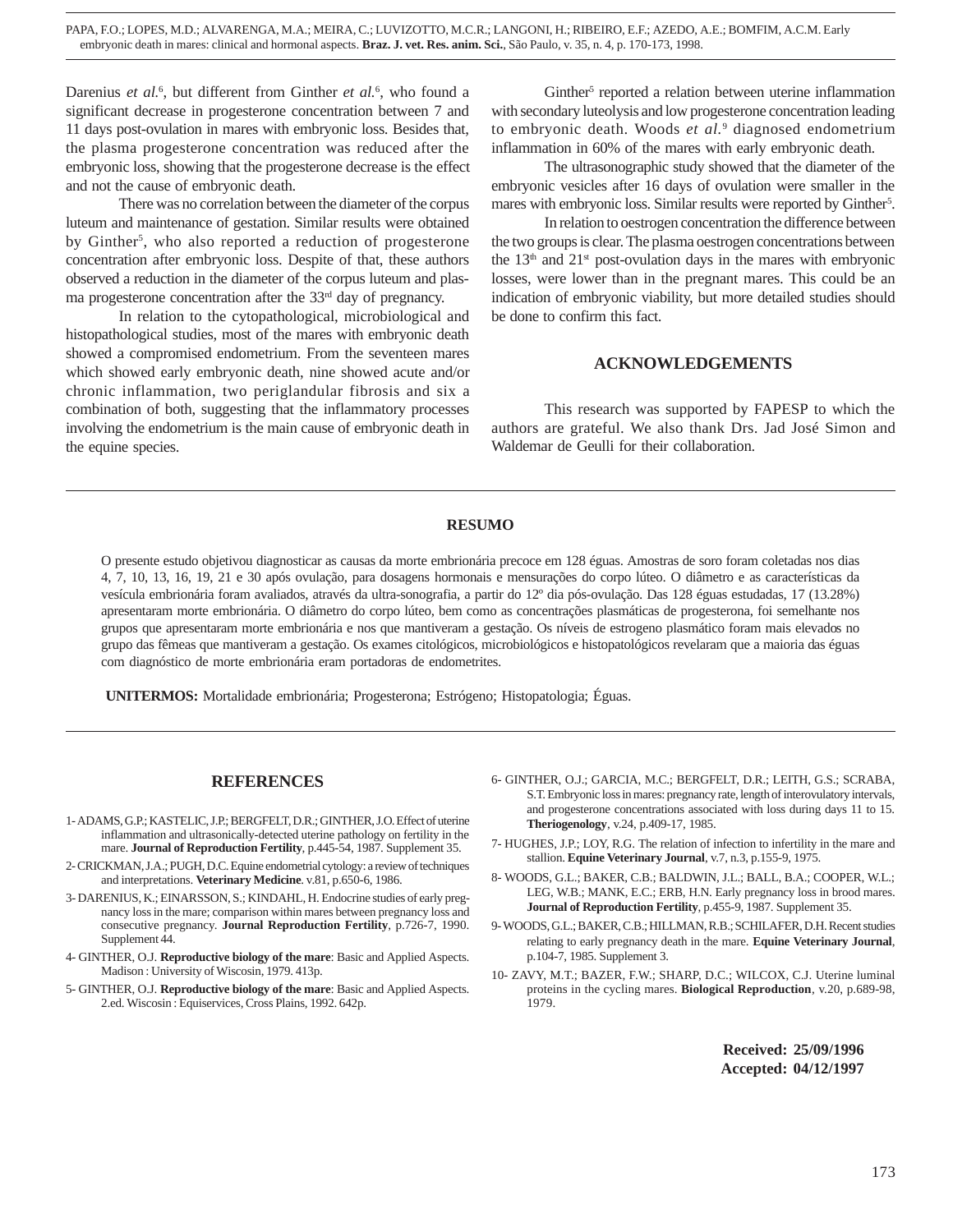Darenius *et al.*[6], but different from Ginther *et al.*[6], who found a significant decrease in progesterone concentration between 7 and 11 days post-ovulation in mares with embryonic loss. Besides that, the plasma progesterone concentration was reduced after the embryonic loss, showing that the progesterone decrease is the effect and not the cause of embryonic death.

There was no correlation between the diameter of the corpus luteum and maintenance of gestation. Similar results were obtained by Ginther[5], who also reported a reduction of progesterone concentration after embryonic loss. Despite of that, these authors observed a reduction in the diameter of the corpus luteum and plasma progesterone concentration after the 33[rd] day of pregnancy.

In relation to the cytopathological, microbiological and histopathological studies, most of the mares with embryonic death showed a compromised endometrium. From the seventeen mares which showed early embryonic death, nine showed acute and/or chronic inflammation, two periglandular fibrosis and six a combination of both, suggesting that the inflammatory processes involving the endometrium is the main cause of embryonic death in the equine species.

Ginther[5] reported a relation between uterine inflammation with secondary luteolysis and low progesterone concentration leading to embryonic death. Woods *et al.*[9] diagnosed endometrium inflammation in 60% of the mares with early embryonic death.

The ultrasonographic study showed that the diameter of the embryonic vesicles after 16 days of ovulation were smaller in the mares with embryonic loss. Similar results were reported by Ginther[5].

In relation to oestrogen concentration the difference between the two groups is clear. The plasma oestrogen concentrations between the 13[th] and 21[st] post-ovulation days in the mares with embryonic losses, were lower than in the pregnant mares. This could be an indication of embryonic viability, but more detailed studies should be done to confirm this fact.

## ACKNOWLEDGEMENTS

This research was supported by FAPESP to which the authors are grateful. We also thank Drs. Jad José Simon and Waldemar de Geulli for their collaboration.

## RESUMO

O presente estudo objetivou diagnosticar as causas da morte embrionária precoce em 128 éguas. Amostras de soro foram coletadas nos dias 4, 7, 10, 13, 16, 19, 21 e 30 após ovulação, para dosagens hormonais e mensurações do corpo lúteo. O diâmetro e as características da vesícula embrionária foram avaliados, através da ultra-sonografia, a partir do 12º dia pós-ovulação. Das 128 éguas estudadas, 17 (13.28%) apresentaram morte embrionária. O diâmetro do corpo lúteo, bem como as concentrações plasmáticas de progesterona, foi semelhante nos grupos que apresentaram morte embrionária e nos que mantiveram a gestação. Os níveis de estrogeno plasmático foram mais elevados no grupo das fêmeas que mantiveram a gestação. Os exames citológicos, microbiológicos e histopatológicos revelaram que a maioria das éguas com diagnóstico de morte embrionária eram portadoras de endometrites.

**UNITERMOS:** Mortalidade embrionária; Progesterona; Estrógeno; Histopatologia; Éguas.

## REFERENCES

1- ADAMS, G.P.; KASTELIC, J.P.; BERGFELT, D.R.; GINTHER, J.O. Effect of uterine inflammation and ultrasonically-detected uterine pathology on fertility in the mare. **Journal of Reproduction Fertility**, p.445-54, 1987. Supplement 35.

2- CRICKMAN, J.A.; PUGH, D.C. Equine endometrial cytology: a review of techniques and interpretations. **Veterinary Medicine**. v.81, p.650-6, 1986.

3- DARENIUS, K.; EINARSSON, S.; KINDAHL, H. Endocrine studies of early pregnancy loss in the mare; comparison within mares between pregnancy loss and consecutive pregnancy. **Journal Reproduction Fertility**, p.726-7, 1990. Supplement 44.

4- GINTHER, O.J. **Reproductive biology of the mare**: Basic and Applied Aspects. Madison : University of Wiscosin, 1979. 413p.

5- GINTHER, O.J. **Reproductive biology of the mare**: Basic and Applied Aspects. 2.ed. Wiscosin : Equiservices, Cross Plains, 1992. 642p.

6- GINTHER, O.J.; GARCIA, M.C.; BERGFELT, D.R.; LEITH, G.S.; SCRABA, S.T. Embryonic loss in mares: pregnancy rate, length of interovulatory intervals, and progesterone concentrations associated with loss during days 11 to 15. **Theriogenology**, v.24, p.409-17, 1985.

7- HUGHES, J.P.; LOY, R.G. The relation of infection to infertility in the mare and stallion. **Equine Veterinary Journal**, v.7, n.3, p.155-9, 1975.

8- WOODS, G.L.; BAKER, C.B.; BALDWIN, J.L.; BALL, B.A.; COOPER, W.L.; LEG, W.B.; MANK, E.C.; ERB, H.N. Early pregnancy loss in brood mares. **Journal of Reproduction Fertility**, p.455-9, 1987. Supplement 35.

9- WOODS, G.L.; BAKER, C.B.; HILLMAN, R.B.; SCHILAFER, D.H. Recent studies relating to early pregnancy death in the mare. **Equine Veterinary Journal**, p.104-7, 1985. Supplement 3.

10- ZAVY, M.T.; BAZER, F.W.; SHARP, D.C.; WILCOX, C.J. Uterine luminal proteins in the cycling mares. **Biological Reproduction**, v.20, p.689-98, 1979.

**Received: 25/09/1996**
**Accepted: 04/12/1997**